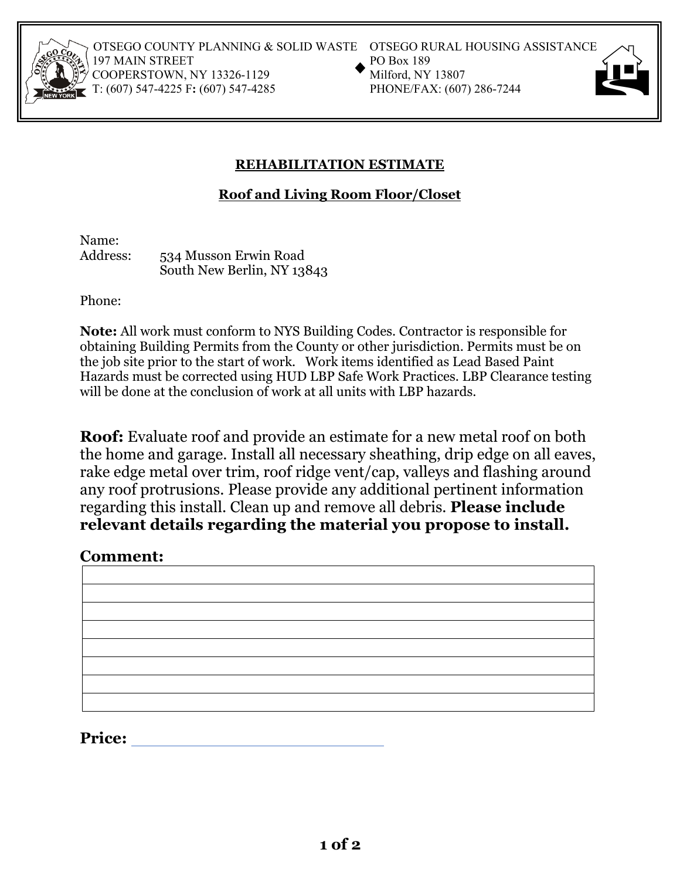OTSEGO COUNTY PLANNING & SOLID WASTE
197 MAIN STREET
COOPERSTOWN, NY 13326-1129
T: (607) 547-4225 F: (607) 547-4285

OTSEGO RURAL HOUSING ASSISTANCE
PO Box 189
Milford, NY 13807
PHONE/FAX: (607) 286-7244

## REHABILITATION ESTIMATE

### Roof and Living Room Floor/Closet

Name:
Address: 534 Musson Erwin Road
South New Berlin, NY 13843

Phone:

**Note:** All work must conform to NYS Building Codes. Contractor is responsible for obtaining Building Permits from the County or other jurisdiction. Permits must be on the job site prior to the start of work. Work items identified as Lead Based Paint Hazards must be corrected using HUD LBP Safe Work Practices. LBP Clearance testing will be done at the conclusion of work at all units with LBP hazards.

**Roof:** Evaluate roof and provide an estimate for a new metal roof on both the home and garage. Install all necessary sheathing, drip edge on all eaves, rake edge metal over trim, roof ridge vent/cap, valleys and flashing around any roof protrusions. Please provide any additional pertinent information regarding this install. Clean up and remove all debris. **Please include relevant details regarding the material you propose to install.**

**Comment:**

| |
|---|
| |
| |
| |
| |
| |
| |
| |

**Price:** ___________________________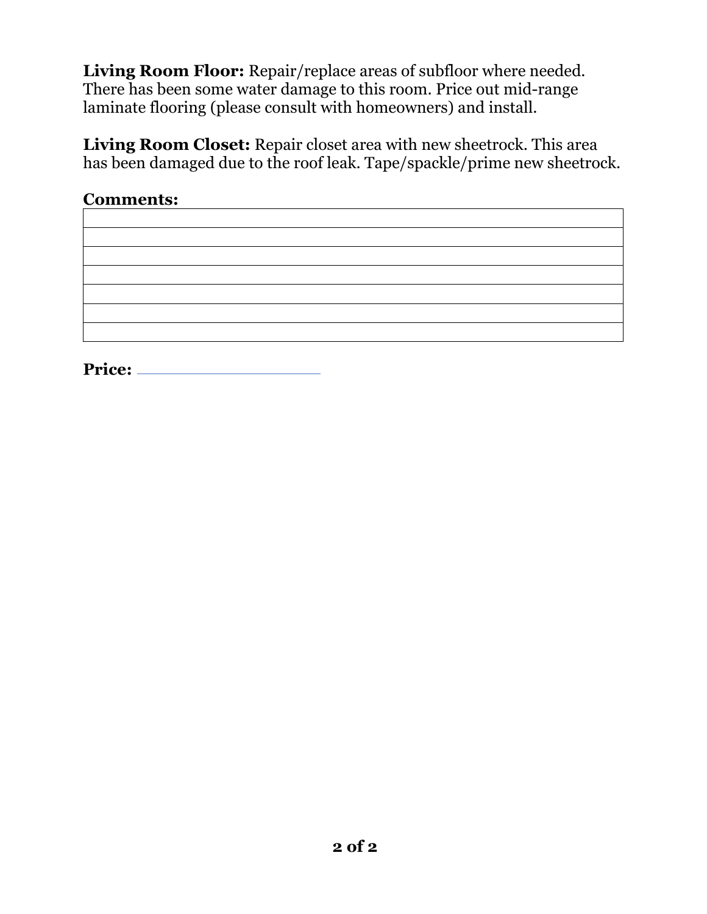**Living Room Floor:** Repair/replace areas of subfloor where needed. There has been some water damage to this room. Price out mid-range laminate flooring (please consult with homeowners) and install.

**Living Room Closet:** Repair closet area with new sheetrock. This area has been damaged due to the roof leak. Tape/spackle/prime new sheetrock.

**Comments:**

| |
|---|
| |
| |
| |
| |
| |
| |

**Price:** ____________________